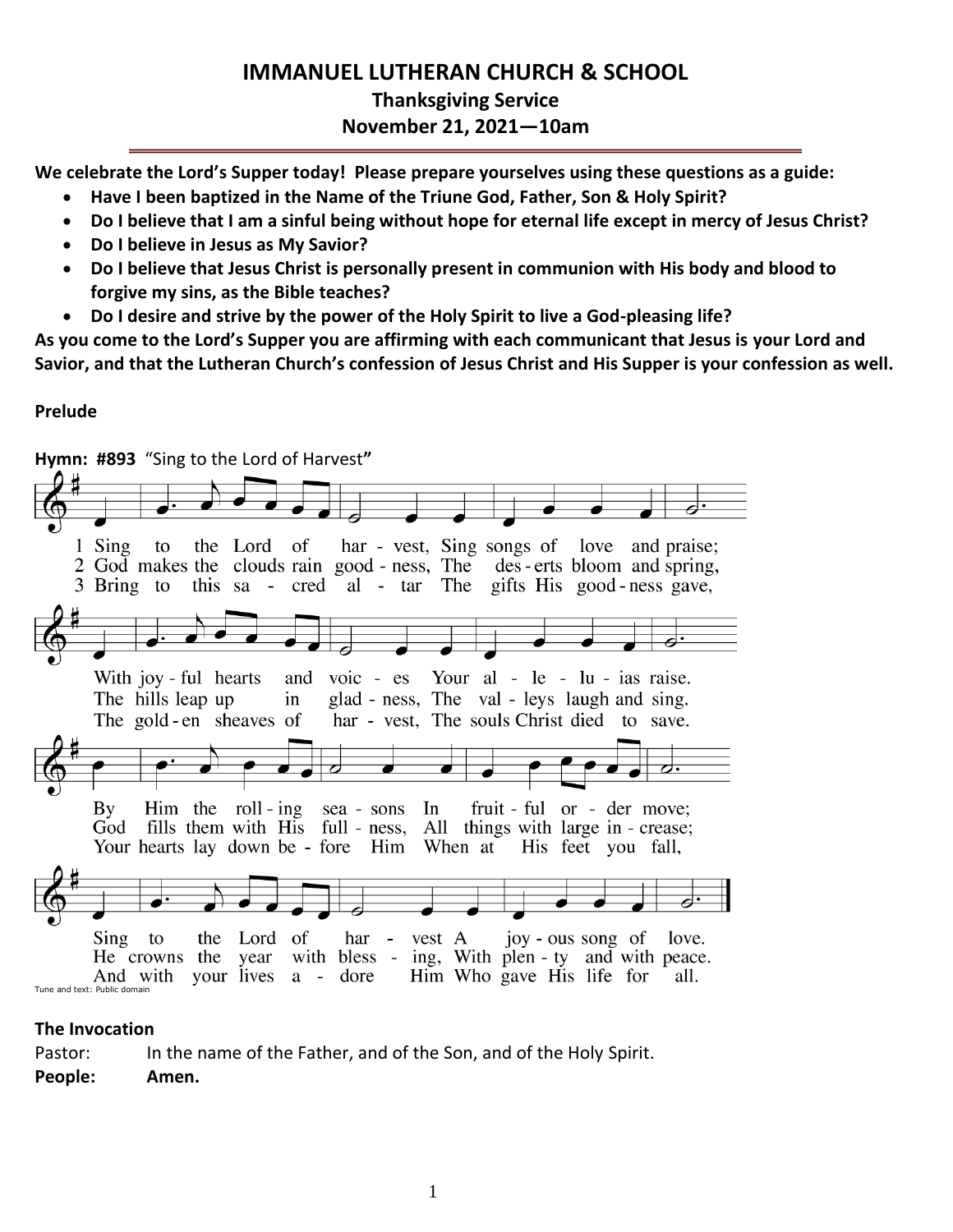# IMMANUEL LUTHERAN CHURCH & SCHOOL

## Thanksgiving Service

## November 21, 2021—10am

**We celebrate the Lord's Supper today! Please prepare yourselves using these questions as a guide:**

- **Have I been baptized in the Name of the Triune God, Father, Son & Holy Spirit?**
- **Do I believe that I am a sinful being without hope for eternal life except in mercy of Jesus Christ?**
- **Do I believe in Jesus as My Savior?**
- **Do I believe that Jesus Christ is personally present in communion with His body and blood to forgive my sins, as the Bible teaches?**
- **Do I desire and strive by the power of the Holy Spirit to live a God-pleasing life?**

**As you come to the Lord's Supper you are affirming with each communicant that Jesus is your Lord and Savior, and that the Lutheran Church's confession of Jesus Christ and His Supper is your confession as well.**

**Prelude**

**Hymn: #893** "Sing to the Lord of Harvest"

1 Sing to the Lord of harvest, Sing songs of love and praise;
With joyful hearts and voices Your alleluias raise.
By Him the rolling seasons In fruitful order move;
Sing to the Lord of harvest A joyous song of love.

2 God makes the clouds rain goodness, The deserts bloom and spring,
The hills leap up in gladness, The valleys laugh and sing.
God fills them with His fullness, All things with large increase;
He crowns the year with blessing, With plenty and with peace.

3 Bring to this sacred altar The gifts His goodness gave,
The golden sheaves of harvest, The souls Christ died to save.
Your hearts lay down before Him When at His feet you fall,
And with your lives adore Him Who gave His life for all.

Tune and text: Public domain

**The Invocation**

Pastor: In the name of the Father, and of the Son, and of the Holy Spirit.

**People: Amen.**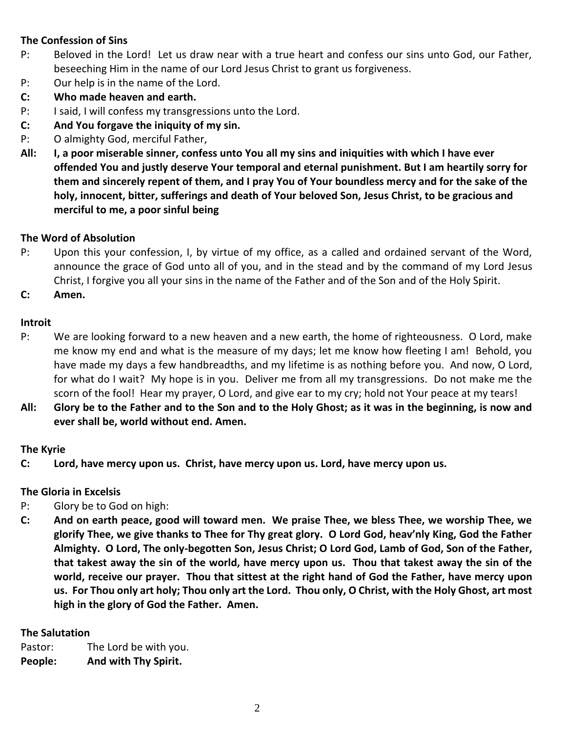**The Confession of Sins**

P: Beloved in the Lord! Let us draw near with a true heart and confess our sins unto God, our Father, beseeching Him in the name of our Lord Jesus Christ to grant us forgiveness.

P: Our help is in the name of the Lord.

**C: Who made heaven and earth.**

P: I said, I will confess my transgressions unto the Lord.

**C: And You forgave the iniquity of my sin.**

P: O almighty God, merciful Father,

**All: I, a poor miserable sinner, confess unto You all my sins and iniquities with which I have ever offended You and justly deserve Your temporal and eternal punishment. But I am heartily sorry for them and sincerely repent of them, and I pray You of Your boundless mercy and for the sake of the holy, innocent, bitter, sufferings and death of Your beloved Son, Jesus Christ, to be gracious and merciful to me, a poor sinful being**

**The Word of Absolution**

P: Upon this your confession, I, by virtue of my office, as a called and ordained servant of the Word, announce the grace of God unto all of you, and in the stead and by the command of my Lord Jesus Christ, I forgive you all your sins in the name of the Father and of the Son and of the Holy Spirit.

**C: Amen.**

**Introit**

P: We are looking forward to a new heaven and a new earth, the home of righteousness. O Lord, make me know my end and what is the measure of my days; let me know how fleeting I am! Behold, you have made my days a few handbreadths, and my lifetime is as nothing before you. And now, O Lord, for what do I wait? My hope is in you. Deliver me from all my transgressions. Do not make me the scorn of the fool! Hear my prayer, O Lord, and give ear to my cry; hold not Your peace at my tears!

**All: Glory be to the Father and to the Son and to the Holy Ghost; as it was in the beginning, is now and ever shall be, world without end. Amen.**

**The Kyrie**

**C: Lord, have mercy upon us. Christ, have mercy upon us. Lord, have mercy upon us.**

**The Gloria in Excelsis**

P: Glory be to God on high:

**C: And on earth peace, good will toward men. We praise Thee, we bless Thee, we worship Thee, we glorify Thee, we give thanks to Thee for Thy great glory. O Lord God, heav'nly King, God the Father Almighty. O Lord, The only-begotten Son, Jesus Christ; O Lord God, Lamb of God, Son of the Father, that takest away the sin of the world, have mercy upon us. Thou that takest away the sin of the world, receive our prayer. Thou that sittest at the right hand of God the Father, have mercy upon us. For Thou only art holy; Thou only art the Lord. Thou only, O Christ, with the Holy Ghost, art most high in the glory of God the Father. Amen.**

**The Salutation**

Pastor: The Lord be with you.

**People: And with Thy Spirit.**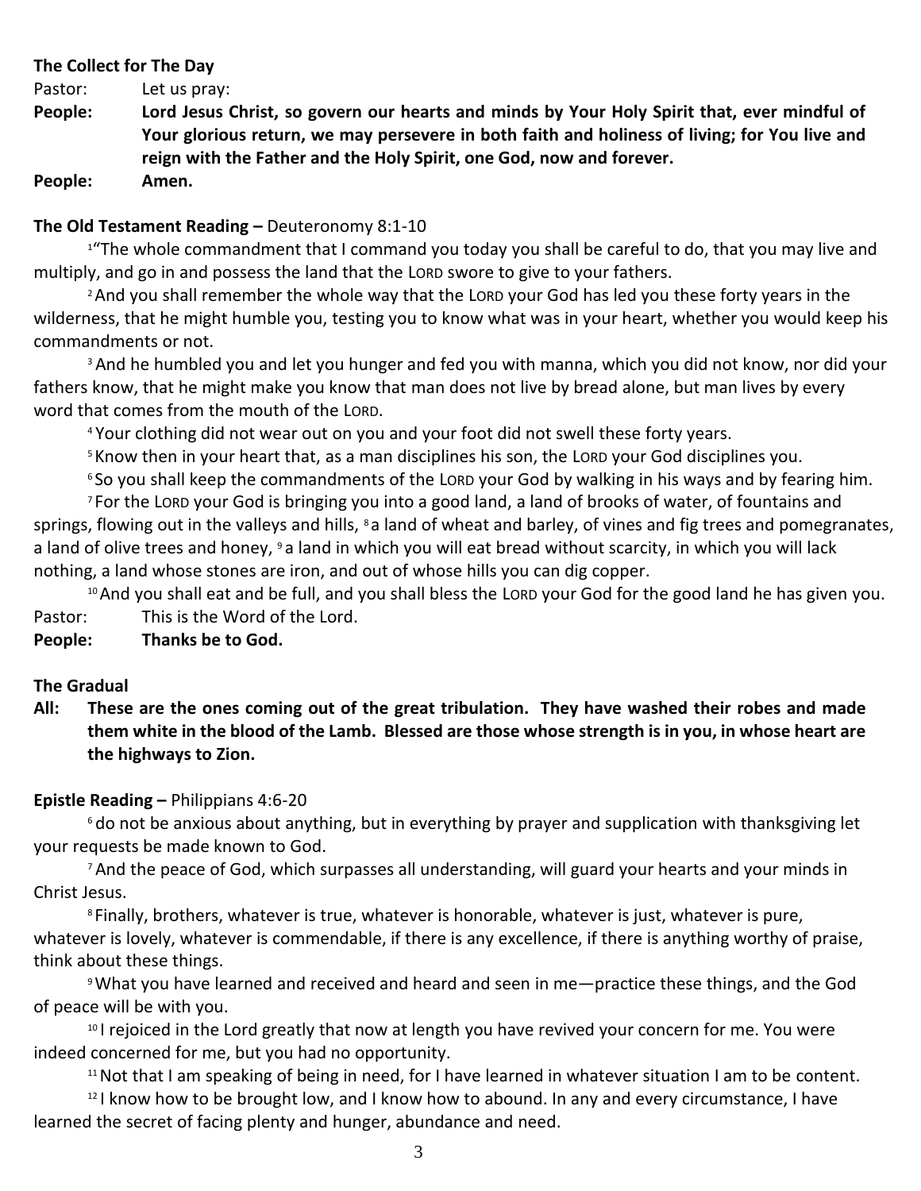**The Collect for The Day**

Pastor: Let us pray:

**People: Lord Jesus Christ, so govern our hearts and minds by Your Holy Spirit that, ever mindful of Your glorious return, we may persevere in both faith and holiness of living; for You live and reign with the Father and the Holy Spirit, one God, now and forever.**

**People: Amen.**

**The Old Testament Reading –** Deuteronomy 8:1-10

[1]"The whole commandment that I command you today you shall be careful to do, that you may live and multiply, and go in and possess the land that the LORD swore to give to your fathers.

[2]And you shall remember the whole way that the LORD your God has led you these forty years in the wilderness, that he might humble you, testing you to know what was in your heart, whether you would keep his commandments or not.

[3]And he humbled you and let you hunger and fed you with manna, which you did not know, nor did your fathers know, that he might make you know that man does not live by bread alone, but man lives by every word that comes from the mouth of the LORD.

[4]Your clothing did not wear out on you and your foot did not swell these forty years.

[5]Know then in your heart that, as a man disciplines his son, the LORD your God disciplines you.

[6]So you shall keep the commandments of the LORD your God by walking in his ways and by fearing him.

[7]For the LORD your God is bringing you into a good land, a land of brooks of water, of fountains and springs, flowing out in the valleys and hills, [8]a land of wheat and barley, of vines and fig trees and pomegranates, a land of olive trees and honey, [9]a land in which you will eat bread without scarcity, in which you will lack nothing, a land whose stones are iron, and out of whose hills you can dig copper.

[10]And you shall eat and be full, and you shall bless the LORD your God for the good land he has given you.

Pastor: This is the Word of the Lord.

**People: Thanks be to God.**

**The Gradual**

**All: These are the ones coming out of the great tribulation. They have washed their robes and made them white in the blood of the Lamb. Blessed are those whose strength is in you, in whose heart are the highways to Zion.**

**Epistle Reading –** Philippians 4:6-20

[6]do not be anxious about anything, but in everything by prayer and supplication with thanksgiving let your requests be made known to God.

[7]And the peace of God, which surpasses all understanding, will guard your hearts and your minds in Christ Jesus.

[8]Finally, brothers, whatever is true, whatever is honorable, whatever is just, whatever is pure, whatever is lovely, whatever is commendable, if there is any excellence, if there is anything worthy of praise, think about these things.

[9]What you have learned and received and heard and seen in me—practice these things, and the God of peace will be with you.

[10]I rejoiced in the Lord greatly that now at length you have revived your concern for me. You were indeed concerned for me, but you had no opportunity.

[11]Not that I am speaking of being in need, for I have learned in whatever situation I am to be content.

[12]I know how to be brought low, and I know how to abound. In any and every circumstance, I have learned the secret of facing plenty and hunger, abundance and need.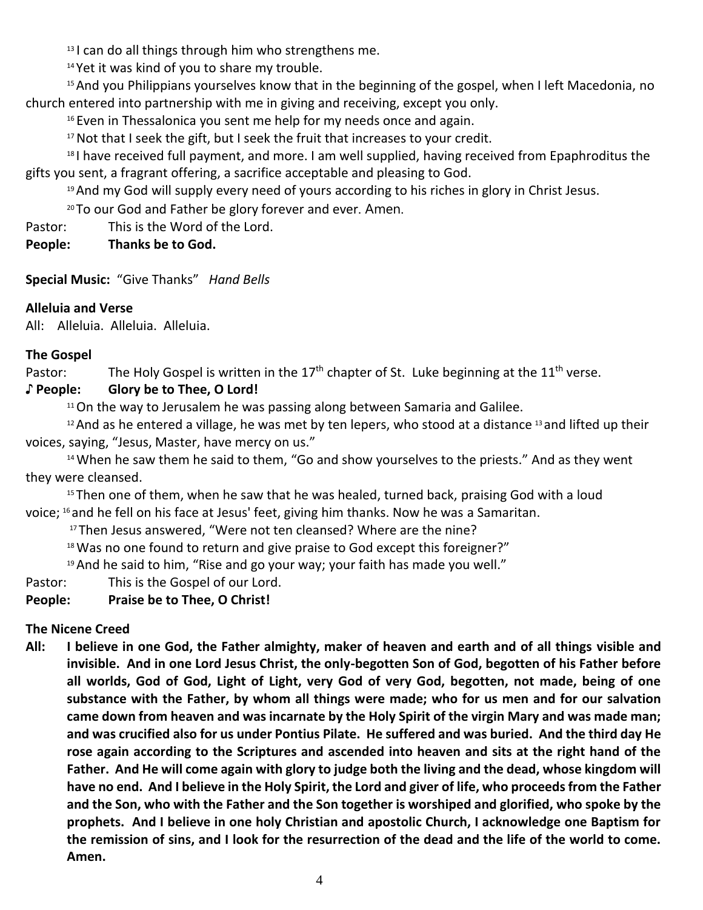[13] I can do all things through him who strengthens me.

[14] Yet it was kind of you to share my trouble.

[15] And you Philippians yourselves know that in the beginning of the gospel, when I left Macedonia, no church entered into partnership with me in giving and receiving, except you only.

[16] Even in Thessalonica you sent me help for my needs once and again.

[17] Not that I seek the gift, but I seek the fruit that increases to your credit.

[18] I have received full payment, and more. I am well supplied, having received from Epaphroditus the gifts you sent, a fragrant offering, a sacrifice acceptable and pleasing to God.

[19] And my God will supply every need of yours according to his riches in glory in Christ Jesus.

[20] To our God and Father be glory forever and ever. Amen.

Pastor: This is the Word of the Lord.

**People: Thanks be to God.**

**Special Music:** "Give Thanks" *Hand Bells*

**Alleluia and Verse**

All: Alleluia. Alleluia. Alleluia.

**The Gospel**

Pastor: The Holy Gospel is written in the 17th chapter of St. Luke beginning at the 11th verse.

**♪ People: Glory be to Thee, O Lord!**

[11] On the way to Jerusalem he was passing along between Samaria and Galilee.

[12] And as he entered a village, he was met by ten lepers, who stood at a distance [13] and lifted up their voices, saying, "Jesus, Master, have mercy on us."

[14] When he saw them he said to them, "Go and show yourselves to the priests." And as they went they were cleansed.

[15] Then one of them, when he saw that he was healed, turned back, praising God with a loud voice; [16] and he fell on his face at Jesus' feet, giving him thanks. Now he was a Samaritan.

[17] Then Jesus answered, "Were not ten cleansed? Where are the nine?

[18] Was no one found to return and give praise to God except this foreigner?"

[19] And he said to him, "Rise and go your way; your faith has made you well."

Pastor: This is the Gospel of our Lord.

**People: Praise be to Thee, O Christ!**

**The Nicene Creed**

**All: I believe in one God, the Father almighty, maker of heaven and earth and of all things visible and invisible. And in one Lord Jesus Christ, the only-begotten Son of God, begotten of his Father before all worlds, God of God, Light of Light, very God of very God, begotten, not made, being of one substance with the Father, by whom all things were made; who for us men and for our salvation came down from heaven and was incarnate by the Holy Spirit of the virgin Mary and was made man; and was crucified also for us under Pontius Pilate. He suffered and was buried. And the third day He rose again according to the Scriptures and ascended into heaven and sits at the right hand of the Father. And He will come again with glory to judge both the living and the dead, whose kingdom will have no end. And I believe in the Holy Spirit, the Lord and giver of life, who proceeds from the Father and the Son, who with the Father and the Son together is worshiped and glorified, who spoke by the prophets. And I believe in one holy Christian and apostolic Church, I acknowledge one Baptism for the remission of sins, and I look for the resurrection of the dead and the life of the world to come. Amen.**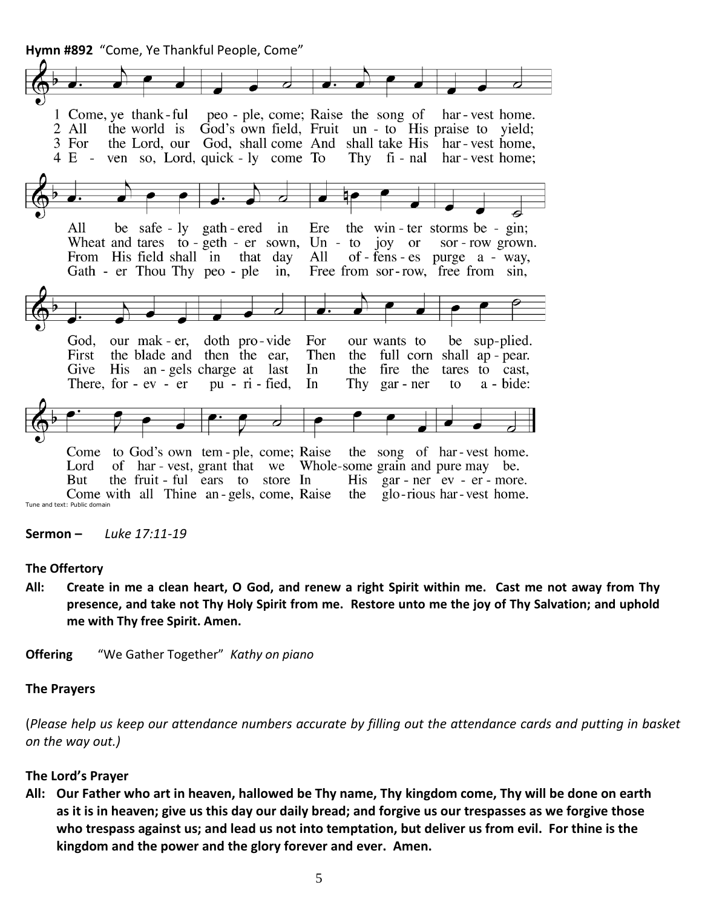**Hymn #892** "Come, Ye Thankful People, Come"

1 Come, ye thank-ful peo-ple, come; Raise the song of har-vest home. All be safe-ly gath-ered in Ere the win-ter storms be-gin; God, our mak-er, doth pro-vide For our wants to be sup-plied. Come to God's own tem-ple, come; Raise the song of har-vest home.

2 All the world is God's own field, Fruit un-to His praise to yield; Wheat and tares to-geth-er sown, Un-to joy or sor-row grown. First the blade and then the ear, Then the full corn shall ap-pear. Lord of har-vest, grant that we Whole-some grain and pure may be.

3 For the Lord, our God, shall come And shall take His har-vest home, From His field shall in that day All of-fens-es purge a-way, Give His an-gels charge at last In the fire the tares to cast, But the fruit-ful ears to store In His gar-ner ev-er-more.

4 E-ven so, Lord, quick-ly come To Thy fi-nal har-vest home; Gath-er Thou Thy peo-ple in, Free from sor-row, free from sin, There, for-ev-er pu-ri-fied, In Thy gar-ner to a-bide: Come with all Thine an-gels, come, Raise the glo-rious har-vest home.

Tune and text: Public domain

**Sermon –** *Luke 17:11-19*

**The Offertory**

**All: Create in me a clean heart, O God, and renew a right Spirit within me. Cast me not away from Thy presence, and take not Thy Holy Spirit from me. Restore unto me the joy of Thy Salvation; and uphold me with Thy free Spirit. Amen.**

**Offering** "We Gather Together" *Kathy on piano*

**The Prayers**

(*Please help us keep our attendance numbers accurate by filling out the attendance cards and putting in basket on the way out.)*

**The Lord's Prayer**

**All: Our Father who art in heaven, hallowed be Thy name, Thy kingdom come, Thy will be done on earth as it is in heaven; give us this day our daily bread; and forgive us our trespasses as we forgive those who trespass against us; and lead us not into temptation, but deliver us from evil. For thine is the kingdom and the power and the glory forever and ever. Amen.**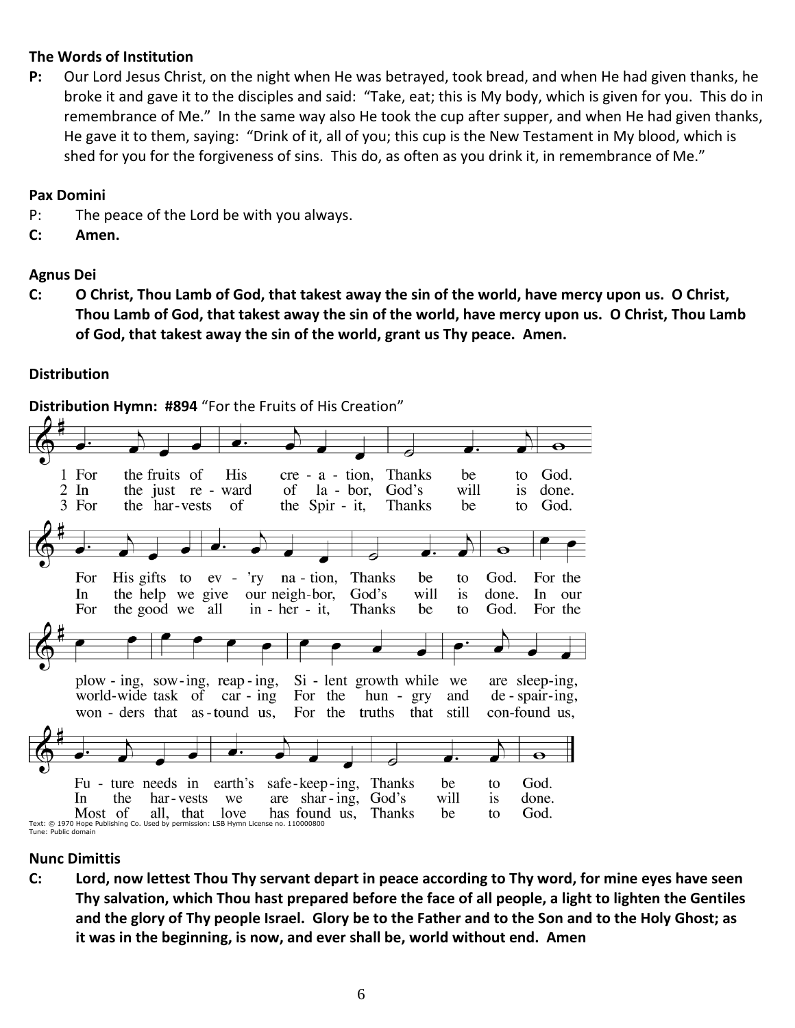**The Words of Institution**

**P:** Our Lord Jesus Christ, on the night when He was betrayed, took bread, and when He had given thanks, he broke it and gave it to the disciples and said: "Take, eat; this is My body, which is given for you. This do in remembrance of Me." In the same way also He took the cup after supper, and when He had given thanks, He gave it to them, saying: "Drink of it, all of you; this cup is the New Testament in My blood, which is shed for you for the forgiveness of sins. This do, as often as you drink it, in remembrance of Me."

**Pax Domini**

P: The peace of the Lord be with you always.

**C: Amen.**

**Agnus Dei**

**C: O Christ, Thou Lamb of God, that takest away the sin of the world, have mercy upon us. O Christ, Thou Lamb of God, that takest away the sin of the world, have mercy upon us. O Christ, Thou Lamb of God, that takest away the sin of the world, grant us Thy peace. Amen.**

**Distribution**

**Distribution Hymn: #894** "For the Fruits of His Creation"

1 For the fruits of His cre - a - tion, Thanks be to God.
For His gifts to ev - 'ry na - tion, Thanks be to God.
For the plow - ing, sow - ing, reap - ing, Si - lent growth while we are sleep - ing,
Fu - ture needs in earth's safe - keep - ing, Thanks be to God.

2 In the just re - ward of la - bor, God's will is done.
In the help we give our neigh - bor, God's will is done.
In our world - wide task of car - ing For the hun - gry and de - spair - ing,
In the har - vests we are shar - ing, God's will is done.

3 For the har - vests of the Spir - it, Thanks be to God.
For the good we all in - her - it, Thanks be to God.
For the won - ders that as - tound us, For the truths that still con - found us,
Most of all, that love has found us, Thanks be to God.

Text: © 1970 Hope Publishing Co. Used by permission: LSB Hymn License no. 110000800
Tune: Public domain

**Nunc Dimittis**

**C: Lord, now lettest Thou Thy servant depart in peace according to Thy word, for mine eyes have seen Thy salvation, which Thou hast prepared before the face of all people, a light to lighten the Gentiles and the glory of Thy people Israel. Glory be to the Father and to the Son and to the Holy Ghost; as it was in the beginning, is now, and ever shall be, world without end. Amen**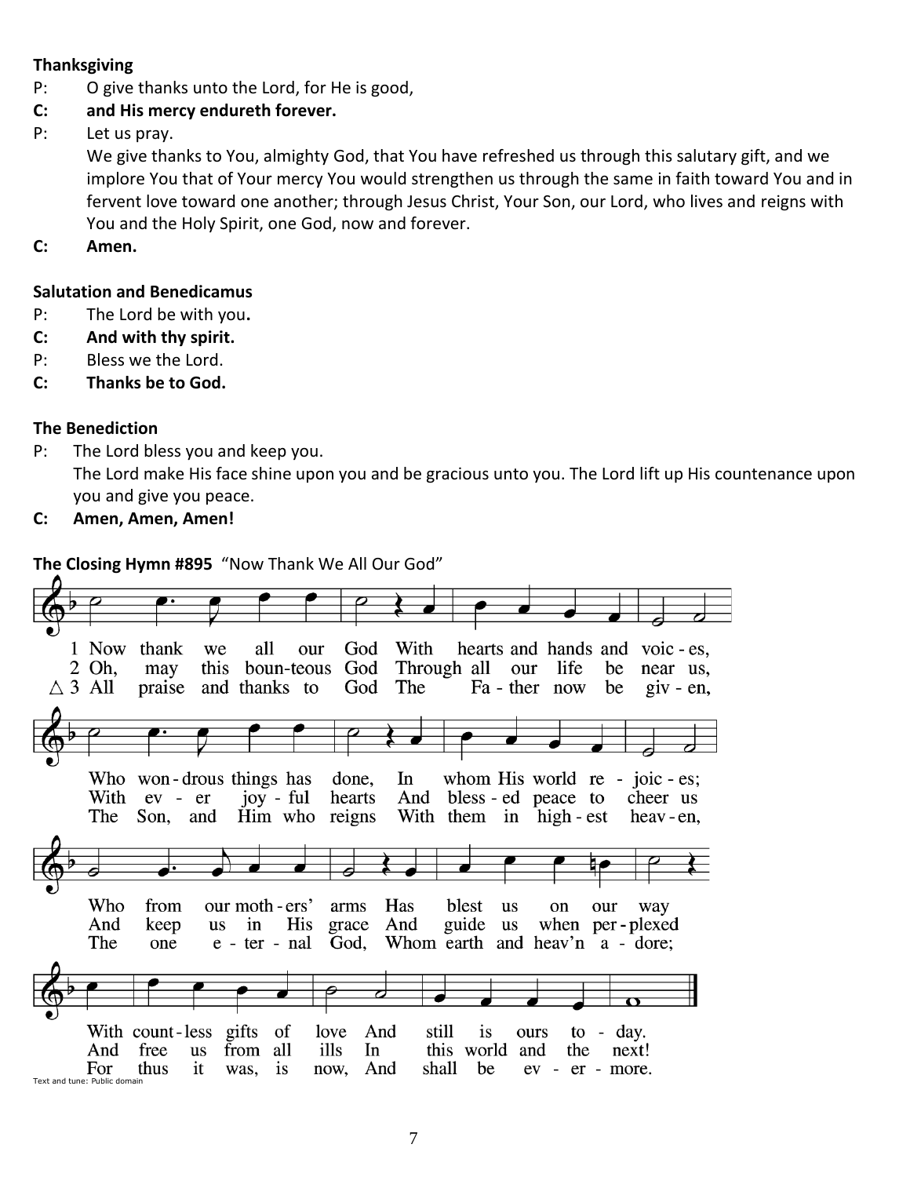**Thanksgiving**

P: O give thanks unto the Lord, for He is good,

**C: and His mercy endureth forever.**

P: Let us pray.
We give thanks to You, almighty God, that You have refreshed us through this salutary gift, and we implore You that of Your mercy You would strengthen us through the same in faith toward You and in fervent love toward one another; through Jesus Christ, Your Son, our Lord, who lives and reigns with You and the Holy Spirit, one God, now and forever.

**C: Amen.**

**Salutation and Benedicamus**

P: The Lord be with you.

**C: And with thy spirit.**

P: Bless we the Lord.

**C: Thanks be to God.**

**The Benediction**

P: The Lord bless you and keep you.
The Lord make His face shine upon you and be gracious unto you. The Lord lift up His countenance upon you and give you peace.

**C: Amen, Amen, Amen!**

**The Closing Hymn #895** "Now Thank We All Our God"

1 Now thank we all our God With hearts and hands and voic-es,
Who won-drous things has done, In whom His world re-joic-es;
Who from our moth-ers' arms Has blest us on our way
With count-less gifts of love And still is ours to-day.

2 Oh, may this boun-teous God Through all our life be near us,
With ev-er joy-ful hearts And bless-ed peace to cheer us
And keep us in His grace And guide us when per-plexed
And free us from all ills In this world and the next!

△ 3 All praise and thanks to God The Fa-ther now be giv-en,
The Son, and Him who reigns With them in high-est heav-en,
The one e-ter-nal God, Whom earth and heav'n a-dore;
For thus it was, is now, And shall be ev-er-more.

Text and tune: Public domain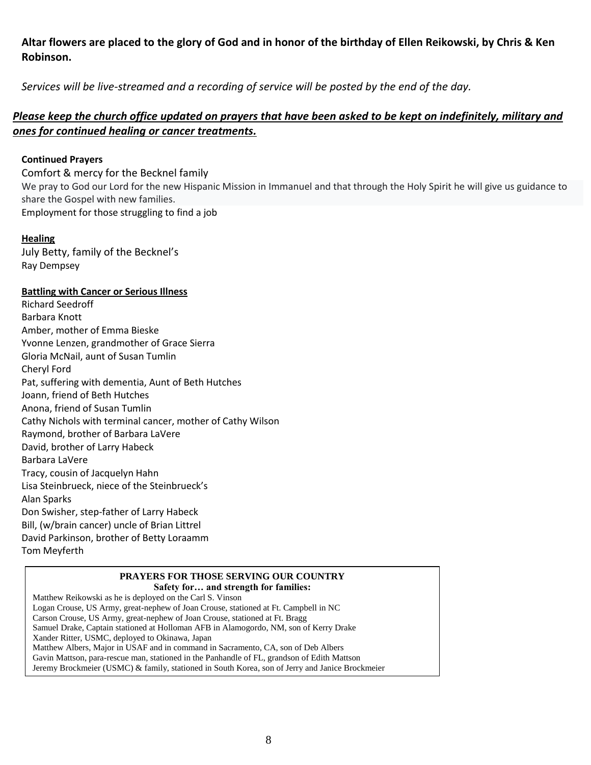**Altar flowers are placed to the glory of God and in honor of the birthday of Ellen Reikowski, by Chris & Ken Robinson.**

*Services will be live-streamed and a recording of service will be posted by the end of the day.*

***Please keep the church office updated on prayers that have been asked to be kept on indefinitely, military and ones for continued healing or cancer treatments.***

**Continued Prayers**

Comfort & mercy for the Becknel family
We pray to God our Lord for the new Hispanic Mission in Immanuel and that through the Holy Spirit he will give us guidance to share the Gospel with new families.
Employment for those struggling to find a job

**Healing**

July Betty, family of the Becknel's
Ray Dempsey

**Battling with Cancer or Serious Illness**

Richard Seedroff
Barbara Knott
Amber, mother of Emma Bieske
Yvonne Lenzen, grandmother of Grace Sierra
Gloria McNail, aunt of Susan Tumlin
Cheryl Ford
Pat, suffering with dementia, Aunt of Beth Hutches
Joann, friend of Beth Hutches
Anona, friend of Susan Tumlin
Cathy Nichols with terminal cancer, mother of Cathy Wilson
Raymond, brother of Barbara LaVere
David, brother of Larry Habeck
Barbara LaVere
Tracy, cousin of Jacquelyn Hahn
Lisa Steinbrueck, niece of the Steinbrueck's
Alan Sparks
Don Swisher, step-father of Larry Habeck
Bill, (w/brain cancer) uncle of Brian Littrel
David Parkinson, brother of Betty Loraamm
Tom Meyferth

**PRAYERS FOR THOSE SERVING OUR COUNTRY**
**Safety for… and strength for families:**

Matthew Reikowski as he is deployed on the Carl S. Vinson
Logan Crouse, US Army, great-nephew of Joan Crouse, stationed at Ft. Campbell in NC
Carson Crouse, US Army, great-nephew of Joan Crouse, stationed at Ft. Bragg
Samuel Drake, Captain stationed at Holloman AFB in Alamogordo, NM, son of Kerry Drake
Xander Ritter, USMC, deployed to Okinawa, Japan
Matthew Albers, Major in USAF and in command in Sacramento, CA, son of Deb Albers
Gavin Mattson, para-rescue man, stationed in the Panhandle of FL, grandson of Edith Mattson
Jeremy Brockmeier (USMC) & family, stationed in South Korea, son of Jerry and Janice Brockmeier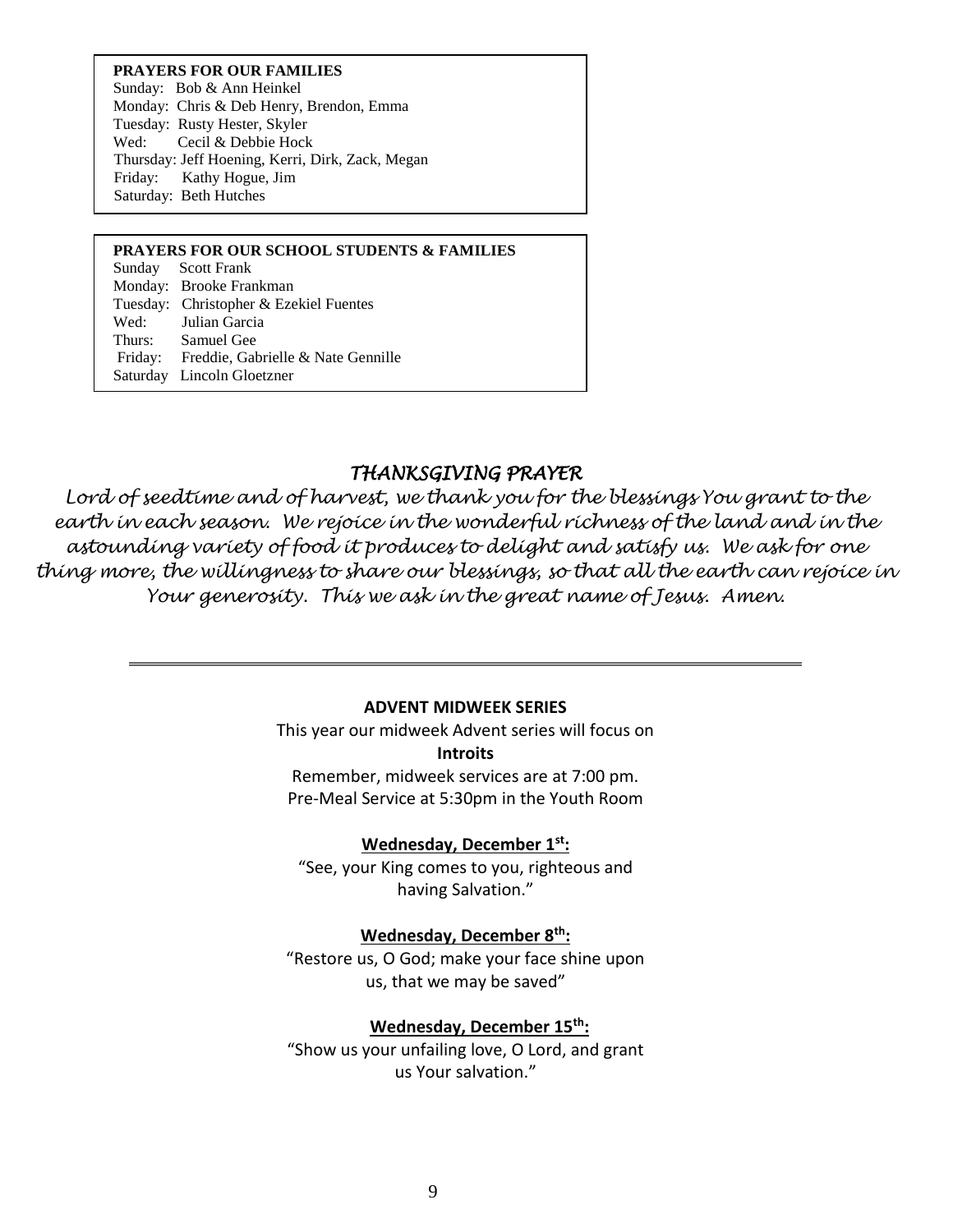**PRAYERS FOR OUR FAMILIES**

Sunday: Bob & Ann Heinkel
Monday: Chris & Deb Henry, Brendon, Emma
Tuesday: Rusty Hester, Skyler
Wed: Cecil & Debbie Hock
Thursday: Jeff Hoening, Kerri, Dirk, Zack, Megan
Friday: Kathy Hogue, Jim
Saturday: Beth Hutches

**PRAYERS FOR OUR SCHOOL STUDENTS & FAMILIES**

Sunday Scott Frank
Monday: Brooke Frankman
Tuesday: Christopher & Ezekiel Fuentes
Wed: Julian Garcia
Thurs: Samuel Gee
Friday: Freddie, Gabrielle & Nate Gennille
Saturday Lincoln Gloetzner

## *THANKSGIVING PRAYER*

*Lord of seedtime and of harvest, we thank you for the blessings You grant to the earth in each season. We rejoice in the wonderful richness of the land and in the astounding variety of food it produces to delight and satisfy us. We ask for one thing more, the willingness to share our blessings, so that all the earth can rejoice in Your generosity. This we ask in the great name of Jesus. Amen.*

---

**ADVENT MIDWEEK SERIES**

This year our midweek Advent series will focus on
**Introits**
Remember, midweek services are at 7:00 pm.
Pre-Meal Service at 5:30pm in the Youth Room

**Wednesday, December 1st:**
"See, your King comes to you, righteous and having Salvation."

**Wednesday, December 8th:**
"Restore us, O God; make your face shine upon us, that we may be saved"

**Wednesday, December 15th:**
"Show us your unfailing love, O Lord, and grant us Your salvation."